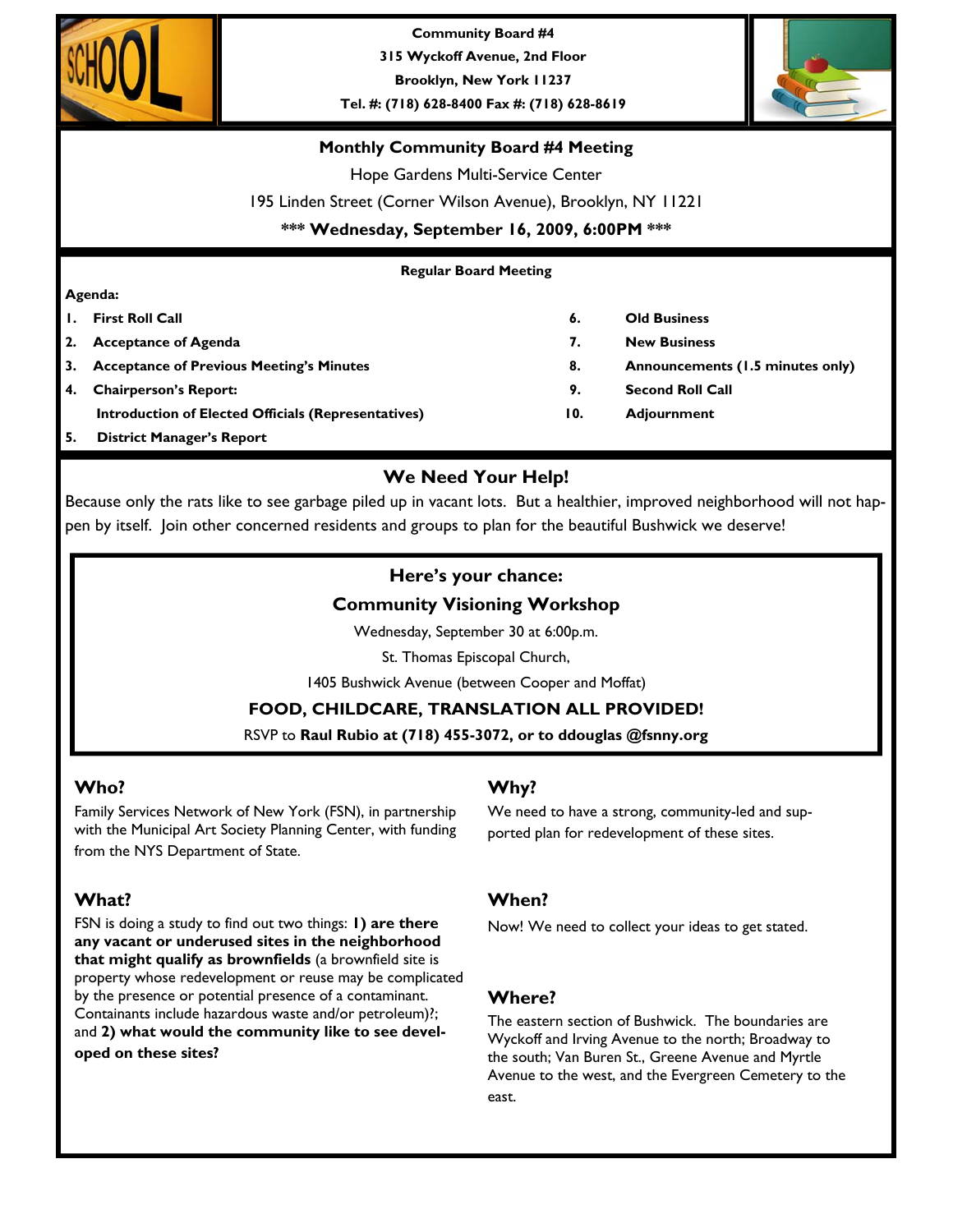**Community Board #4**
**315 Wyckoff Avenue, 2nd Floor**
**Brooklyn, New York 11237**
**Tel. #: (718) 628-8400 Fax #: (718) 628-8619**

## Monthly Community Board #4 Meeting

Hope Gardens Multi-Service Center

195 Linden Street (Corner Wilson Avenue), Brooklyn, NY 11221

**\*\*\* Wednesday, September 16, 2009, 6:00PM \*\*\***

### Regular Board Meeting

**Agenda:**

1. **First Roll Call**
2. **Acceptance of Agenda**
3. **Acceptance of Previous Meeting's Minutes**
4. **Chairperson's Report:**
   **Introduction of Elected Officials (Representatives)**
5. **District Manager's Report**
6. **Old Business**
7. **New Business**
8. **Announcements (1.5 minutes only)**
9. **Second Roll Call**
10. **Adjournment**

## We Need Your Help!

Because only the rats like to see garbage piled up in vacant lots. But a healthier, improved neighborhood will not happen by itself. Join other concerned residents and groups to plan for the beautiful Bushwick we deserve!

### Here's your chance:
### Community Visioning Workshop

Wednesday, September 30 at 6:00p.m.

St. Thomas Episcopal Church,

1405 Bushwick Avenue (between Cooper and Moffat)

**FOOD, CHILDCARE, TRANSLATION ALL PROVIDED!**

RSVP to **Raul Rubio at (718) 455-3072, or to ddouglas @fsnny.org**

### Who?

Family Services Network of New York (FSN), in partnership with the Municipal Art Society Planning Center, with funding from the NYS Department of State.

### What?

FSN is doing a study to find out two things: **1) are there any vacant or underused sites in the neighborhood that might qualify as brownfields** (a brownfield site is property whose redevelopment or reuse may be complicated by the presence or potential presence of a contaminant. Containants include hazardous waste and/or petroleum)?; and **2) what would the community like to see developed on these sites?**

### Why?

We need to have a strong, community-led and supported plan for redevelopment of these sites.

### When?

Now! We need to collect your ideas to get stated.

### Where?

The eastern section of Bushwick. The boundaries are Wyckoff and Irving Avenue to the north; Broadway to the south; Van Buren St., Greene Avenue and Myrtle Avenue to the west, and the Evergreen Cemetery to the east.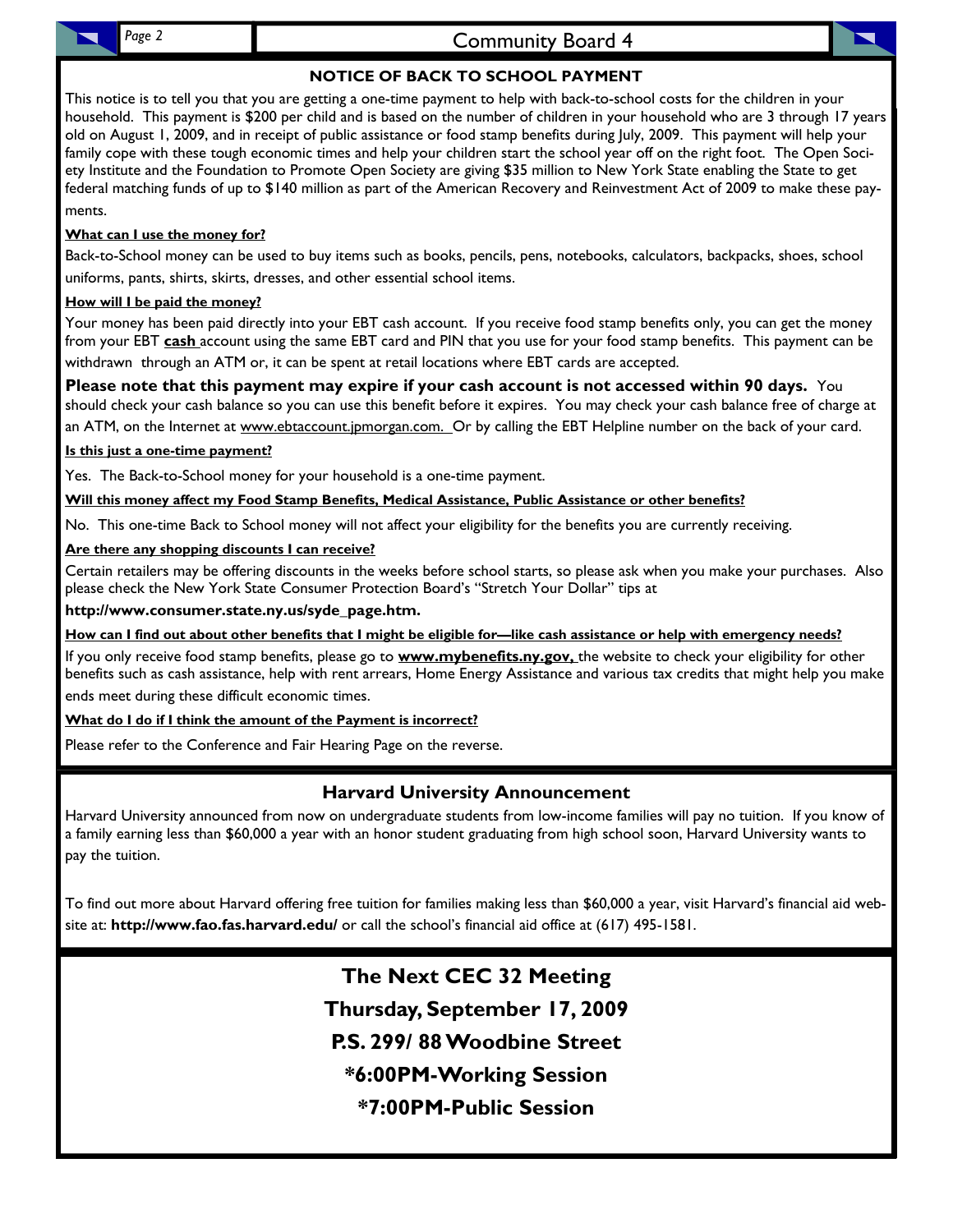## NOTICE OF BACK TO SCHOOL PAYMENT

This notice is to tell you that you are getting a one-time payment to help with back-to-school costs for the children in your household. This payment is $200 per child and is based on the number of children in your household who are 3 through 17 years old on August 1, 2009, and in receipt of public assistance or food stamp benefits during July, 2009. This payment will help your family cope with these tough economic times and help your children start the school year off on the right foot. The Open Society Institute and the Foundation to Promote Open Society are giving $35 million to New York State enabling the State to get federal matching funds of up to $140 million as part of the American Recovery and Reinvestment Act of 2009 to make these payments.

**What can I use the money for?**

Back-to-School money can be used to buy items such as books, pencils, pens, notebooks, calculators, backpacks, shoes, school uniforms, pants, shirts, skirts, dresses, and other essential school items.

**How will I be paid the money?**

Your money has been paid directly into your EBT cash account. If you receive food stamp benefits only, you can get the money from your EBT **cash** account using the same EBT card and PIN that you use for your food stamp benefits. This payment can be withdrawn through an ATM or, it can be spent at retail locations where EBT cards are accepted.

**Please note that this payment may expire if your cash account is not accessed within 90 days.** You should check your cash balance so you can use this benefit before it expires. You may check your cash balance free of charge at an ATM, on the Internet at www.ebtaccount.jpmorgan.com. Or by calling the EBT Helpline number on the back of your card.

**Is this just a one-time payment?**

Yes. The Back-to-School money for your household is a one-time payment.

**Will this money affect my Food Stamp Benefits, Medical Assistance, Public Assistance or other benefits?**

No. This one-time Back to School money will not affect your eligibility for the benefits you are currently receiving.

**Are there any shopping discounts I can receive?**

Certain retailers may be offering discounts in the weeks before school starts, so please ask when you make your purchases. Also please check the New York State Consumer Protection Board's "Stretch Your Dollar" tips at

**http://www.consumer.state.ny.us/syde_page.htm.**

**How can I find out about other benefits that I might be eligible for—like cash assistance or help with emergency needs?**

If you only receive food stamp benefits, please go to **www.mybenefits.ny.gov,** the website to check your eligibility for other benefits such as cash assistance, help with rent arrears, Home Energy Assistance and various tax credits that might help you make ends meet during these difficult economic times.

**What do I do if I think the amount of the Payment is incorrect?**

Please refer to the Conference and Fair Hearing Page on the reverse.

## Harvard University Announcement

Harvard University announced from now on undergraduate students from low-income families will pay no tuition. If you know of a family earning less than $60,000 a year with an honor student graduating from high school soon, Harvard University wants to pay the tuition.

To find out more about Harvard offering free tuition for families making less than $60,000 a year, visit Harvard's financial aid website at: **http://www.fao.fas.harvard.edu/** or call the school's financial aid office at (617) 495-1581.

## The Next CEC 32 Meeting

**Thursday, September 17, 2009**

**P.S. 299/ 88 Woodbine Street**

***6:00PM-Working Session**

***7:00PM-Public Session**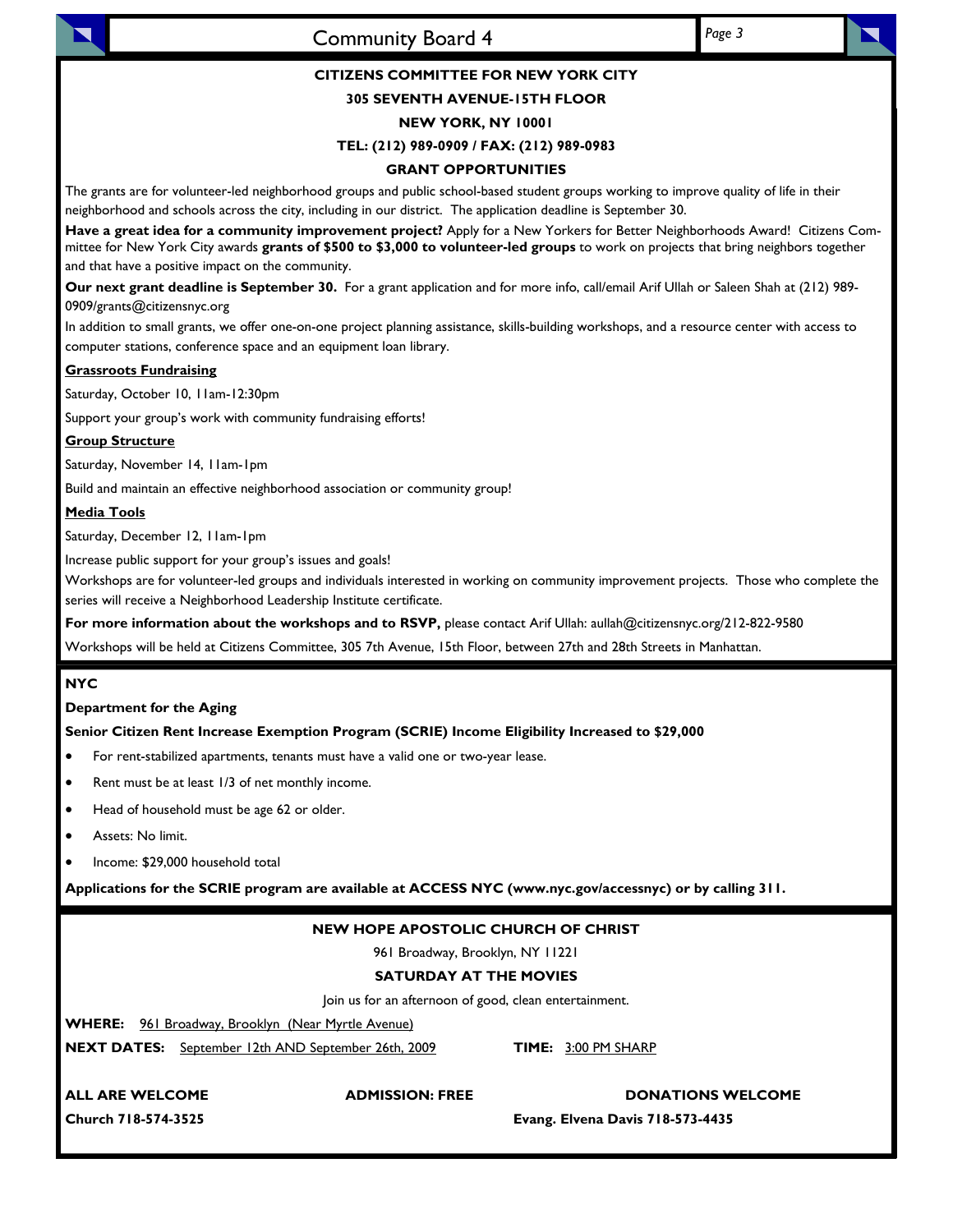**CITIZENS COMMITTEE FOR NEW YORK CITY**

**305 SEVENTH AVENUE-15TH FLOOR**

**NEW YORK, NY 10001**

**TEL: (212) 989-0909 / FAX: (212) 989-0983**

**GRANT OPPORTUNITIES**

The grants are for volunteer-led neighborhood groups and public school-based student groups working to improve quality of life in their neighborhood and schools across the city, including in our district. The application deadline is September 30.

**Have a great idea for a community improvement project?** Apply for a New Yorkers for Better Neighborhoods Award! Citizens Committee for New York City awards **grants of $500 to $3,000 to volunteer-led groups** to work on projects that bring neighbors together and that have a positive impact on the community.

**Our next grant deadline is September 30.** For a grant application and for more info, call/email Arif Ullah or Saleen Shah at (212) 989-0909/grants@citizensnyc.org

In addition to small grants, we offer one-on-one project planning assistance, skills-building workshops, and a resource center with access to computer stations, conference space and an equipment loan library.

**Grassroots Fundraising**

Saturday, October 10, 11am-12:30pm

Support your group's work with community fundraising efforts!

**Group Structure**

Saturday, November 14, 11am-1pm

Build and maintain an effective neighborhood association or community group!

**Media Tools**

Saturday, December 12, 11am-1pm

Increase public support for your group's issues and goals!

Workshops are for volunteer-led groups and individuals interested in working on community improvement projects. Those who complete the series will receive a Neighborhood Leadership Institute certificate.

**For more information about the workshops and to RSVP,** please contact Arif Ullah: aullah@citizensnyc.org/212-822-9580

Workshops will be held at Citizens Committee, 305 7th Avenue, 15th Floor, between 27th and 28th Streets in Manhattan.

**NYC**

**Department for the Aging**

**Senior Citizen Rent Increase Exemption Program (SCRIE) Income Eligibility Increased to $29,000**

- For rent-stabilized apartments, tenants must have a valid one or two-year lease.
- Rent must be at least 1/3 of net monthly income.
- Head of household must be age 62 or older.
- Assets: No limit.
- Income: $29,000 household total

**Applications for the SCRIE program are available at ACCESS NYC (www.nyc.gov/accessnyc) or by calling 311.**

**NEW HOPE APOSTOLIC CHURCH OF CHRIST**

961 Broadway, Brooklyn, NY 11221

**SATURDAY AT THE MOVIES**

Join us for an afternoon of good, clean entertainment.

**WHERE:** 961 Broadway, Brooklyn (Near Myrtle Avenue)

**NEXT DATES:** September 12th AND September 26th, 2009 **TIME:** 3:00 PM SHARP

**ALL ARE WELCOME** **ADMISSION: FREE** **DONATIONS WELCOME**

**Church 718-574-3525** **Evang. Elvena Davis 718-573-4435**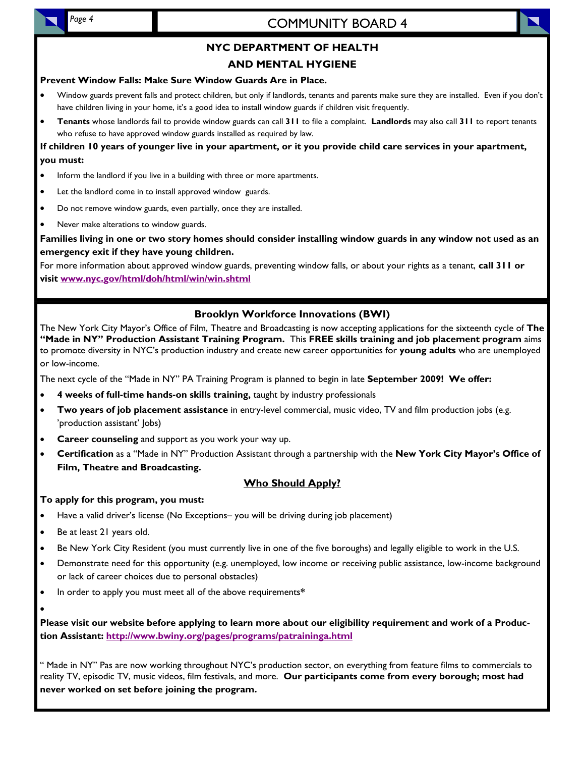## NYC DEPARTMENT OF HEALTH AND MENTAL HYGIENE

**Prevent Window Falls: Make Sure Window Guards Are in Place.**

- Window guards prevent falls and protect children, but only if landlords, tenants and parents make sure they are installed. Even if you don't have children living in your home, it's a good idea to install window guards if children visit frequently.
- **Tenants** whose landlords fail to provide window guards can call **311** to file a complaint. **Landlords** may also call **311** to report tenants who refuse to have approved window guards installed as required by law.

**If children 10 years of younger live in your apartment, or it you provide child care services in your apartment, you must:**

- Inform the landlord if you live in a building with three or more apartments.
- Let the landlord come in to install approved window guards.
- Do not remove window guards, even partially, once they are installed.
- Never make alterations to window guards.

**Families living in one or two story homes should consider installing window guards in any window not used as an emergency exit if they have young children.**

For more information about approved window guards, preventing window falls, or about your rights as a tenant, **call 311 or visit www.nyc.gov/html/doh/html/win/win.shtml**

## Brooklyn Workforce Innovations (BWI)

The New York City Mayor's Office of Film, Theatre and Broadcasting is now accepting applications for the sixteenth cycle of **The "Made in NY" Production Assistant Training Program.** This **FREE skills training and job placement program** aims to promote diversity in NYC's production industry and create new career opportunities for **young adults** who are unemployed or low-income.

The next cycle of the "Made in NY" PA Training Program is planned to begin in late **September 2009! We offer:**

- **4 weeks of full-time hands-on skills training,** taught by industry professionals
- **Two years of job placement assistance** in entry-level commercial, music video, TV and film production jobs (e.g. 'production assistant' Jobs)
- **Career counseling** and support as you work your way up.
- **Certification** as a "Made in NY" Production Assistant through a partnership with the **New York City Mayor's Office of Film, Theatre and Broadcasting.**

### Who Should Apply?

**To apply for this program, you must:**

- Have a valid driver's license (No Exceptions– you will be driving during job placement)
- Be at least 21 years old.
- Be New York City Resident (you must currently live in one of the five boroughs) and legally eligible to work in the U.S.
- Demonstrate need for this opportunity (e.g. unemployed, low income or receiving public assistance, low-income background or lack of career choices due to personal obstacles)
- In order to apply you must meet all of the above requirements*

**Please visit our website before applying to learn more about our eligibility requirement and work of a Production Assistant: http://www.bwiny.org/pages/programs/patraininga.html**

" Made in NY" Pas are now working throughout NYC's production sector, on everything from feature films to commercials to reality TV, episodic TV, music videos, film festivals, and more. **Our participants come from every borough; most had never worked on set before joining the program.**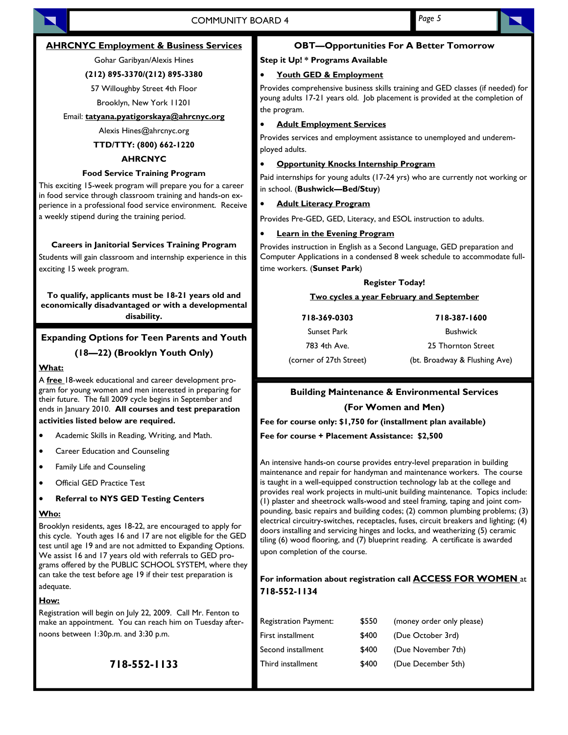## AHRCNYC Employment & Business Services

Gohar Garibyan/Alexis Hines

**(212) 895-3370/(212) 895-3380**

57 Willoughby Street 4th Floor

Brooklyn, New York 11201

Email: **tatyana.pyatigorskaya@ahrcnyc.org**

Alexis Hines@ahrcnyc.org

**TTD/TTY: (800) 662-1220**

**AHRCNYC**

**Food Service Training Program**

This exciting 15-week program will prepare you for a career in food service through classroom training and hands-on experience in a professional food service environment. Receive a weekly stipend during the training period.

**Careers in Janitorial Services Training Program**

Students will gain classroom and internship experience in this exciting 15 week program.

**To qualify, applicants must be 18-21 years old and economically disadvantaged or with a developmental disability.**

## Expanding Options for Teen Parents and Youth (18—22) (Brooklyn Youth Only)

**What:**

A **free** 18-week educational and career development program for young women and men interested in preparing for their future. The fall 2009 cycle begins in September and ends in January 2010. **All courses and test preparation activities listed below are required.**

- Academic Skills in Reading, Writing, and Math.
- Career Education and Counseling
- Family Life and Counseling
- Official GED Practice Test
- **Referral to NYS GED Testing Centers**

**Who:**

Brooklyn residents, ages 18-22, are encouraged to apply for this cycle. Youth ages 16 and 17 are not eligible for the GED test until age 19 and are not admitted to Expanding Options. We assist 16 and 17 years old with referrals to GED programs offered by the PUBLIC SCHOOL SYSTEM, where they can take the test before age 19 if their test preparation is adequate.

**How:**

Registration will begin on July 22, 2009. Call Mr. Fenton to make an appointment. You can reach him on Tuesday afternoons between 1:30p.m. and 3:30 p.m.

**718-552-1133**

## OBT—Opportunities For A Better Tomorrow

**Step it Up! * Programs Available**

- **Youth GED & Employment**

Provides comprehensive business skills training and GED classes (if needed) for young adults 17-21 years old. Job placement is provided at the completion of the program.

- **Adult Employment Services**

Provides services and employment assistance to unemployed and underemployed adults.

- **Opportunity Knocks Internship Program**

Paid internships for young adults (17-24 yrs) who are currently not working or in school. (**Bushwick—Bed/Stuy**)

- **Adult Literacy Program**

Provides Pre-GED, GED, Literacy, and ESOL instruction to adults.

- **Learn in the Evening Program**

Provides instruction in English as a Second Language, GED preparation and Computer Applications in a condensed 8 week schedule to accommodate full-time workers. (**Sunset Park**)

**Register Today!**

**Two cycles a year February and September**

| | |
|---|---|
| **718-369-0303** | **718-387-1600** |
| Sunset Park | Bushwick |
| 783 4th Ave. | 25 Thornton Street |
| (corner of 27th Street) | (bt. Broadway & Flushing Ave) |

## Building Maintenance & Environmental Services (For Women and Men)

**Fee for course only: $1,750 for (installment plan available)**

**Fee for course + Placement Assistance: $2,500**

An intensive hands-on course provides entry-level preparation in building maintenance and repair for handyman and maintenance workers. The course is taught in a well-equipped construction technology lab at the college and provides real work projects in multi-unit building maintenance. Topics include: (1) plaster and sheetrock walls-wood and steel framing, taping and joint compounding, basic repairs and building codes; (2) common plumbing problems; (3) electrical circuitry-switches, receptacles, fuses, circuit breakers and lighting; (4) doors installing and servicing hinges and locks, and weatherizing (5) ceramic tiling (6) wood flooring, and (7) blueprint reading. A certificate is awarded upon completion of the course.

**For information about registration call ACCESS FOR WOMEN at 718-552-1134**

| | | |
|---|---|---|
| Registration Payment: | $550 | (money order only please) |
| First installment | $400 | (Due October 3rd) |
| Second installment | $400 | (Due November 7th) |
| Third installment | $400 | (Due December 5th) |